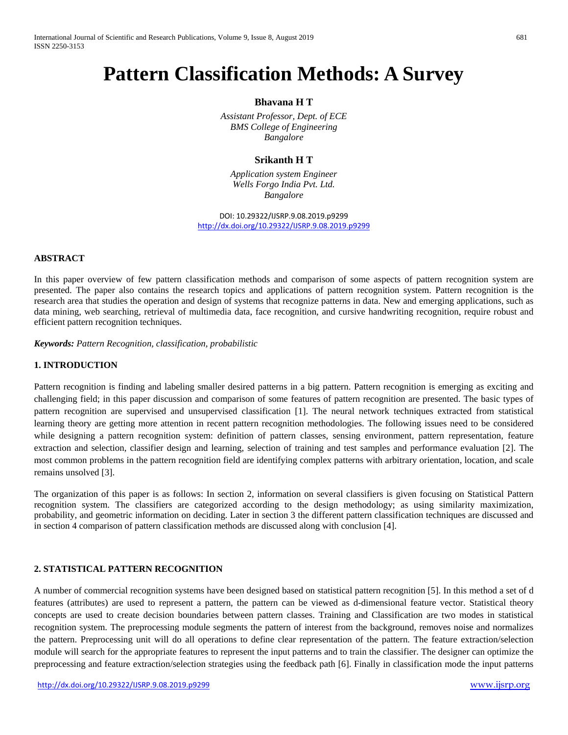# Pattern Classification Methods: A Survey

**Bhavana H T**

*Assistant Professor, Dept. of ECE*
*BMS College of Engineering*
*Bangalore*

**Srikanth H T**

*Application system Engineer*
*Wells Forgo India Pvt. Ltd.*
*Bangalore*

DOI: 10.29322/IJSRP.9.08.2019.p9299
http://dx.doi.org/10.29322/IJSRP.9.08.2019.p9299

**ABSTRACT**

In this paper overview of few pattern classification methods and comparison of some aspects of pattern recognition system are presented. The paper also contains the research topics and applications of pattern recognition system. Pattern recognition is the research area that studies the operation and design of systems that recognize patterns in data. New and emerging applications, such as data mining, web searching, retrieval of multimedia data, face recognition, and cursive handwriting recognition, require robust and efficient pattern recognition techniques.

***Keywords:*** *Pattern Recognition, classification, probabilistic*

## 1. INTRODUCTION

Pattern recognition is finding and labeling smaller desired patterns in a big pattern. Pattern recognition is emerging as exciting and challenging field; in this paper discussion and comparison of some features of pattern recognition are presented. The basic types of pattern recognition are supervised and unsupervised classification [1]. The neural network techniques extracted from statistical learning theory are getting more attention in recent pattern recognition methodologies. The following issues need to be considered while designing a pattern recognition system: definition of pattern classes, sensing environment, pattern representation, feature extraction and selection, classifier design and learning, selection of training and test samples and performance evaluation [2]. The most common problems in the pattern recognition field are identifying complex patterns with arbitrary orientation, location, and scale remains unsolved [3].

The organization of this paper is as follows: In section 2, information on several classifiers is given focusing on Statistical Pattern recognition system. The classifiers are categorized according to the design methodology; as using similarity maximization, probability, and geometric information on deciding. Later in section 3 the different pattern classification techniques are discussed and in section 4 comparison of pattern classification methods are discussed along with conclusion [4].

## 2. STATISTICAL PATTERN RECOGNITION

A number of commercial recognition systems have been designed based on statistical pattern recognition [5]. In this method a set of d features (attributes) are used to represent a pattern, the pattern can be viewed as d-dimensional feature vector. Statistical theory concepts are used to create decision boundaries between pattern classes. Training and Classification are two modes in statistical recognition system. The preprocessing module segments the pattern of interest from the background, removes noise and normalizes the pattern. Preprocessing unit will do all operations to define clear representation of the pattern. The feature extraction/selection module will search for the appropriate features to represent the input patterns and to train the classifier. The designer can optimize the preprocessing and feature extraction/selection strategies using the feedback path [6]. Finally in classification mode the input patterns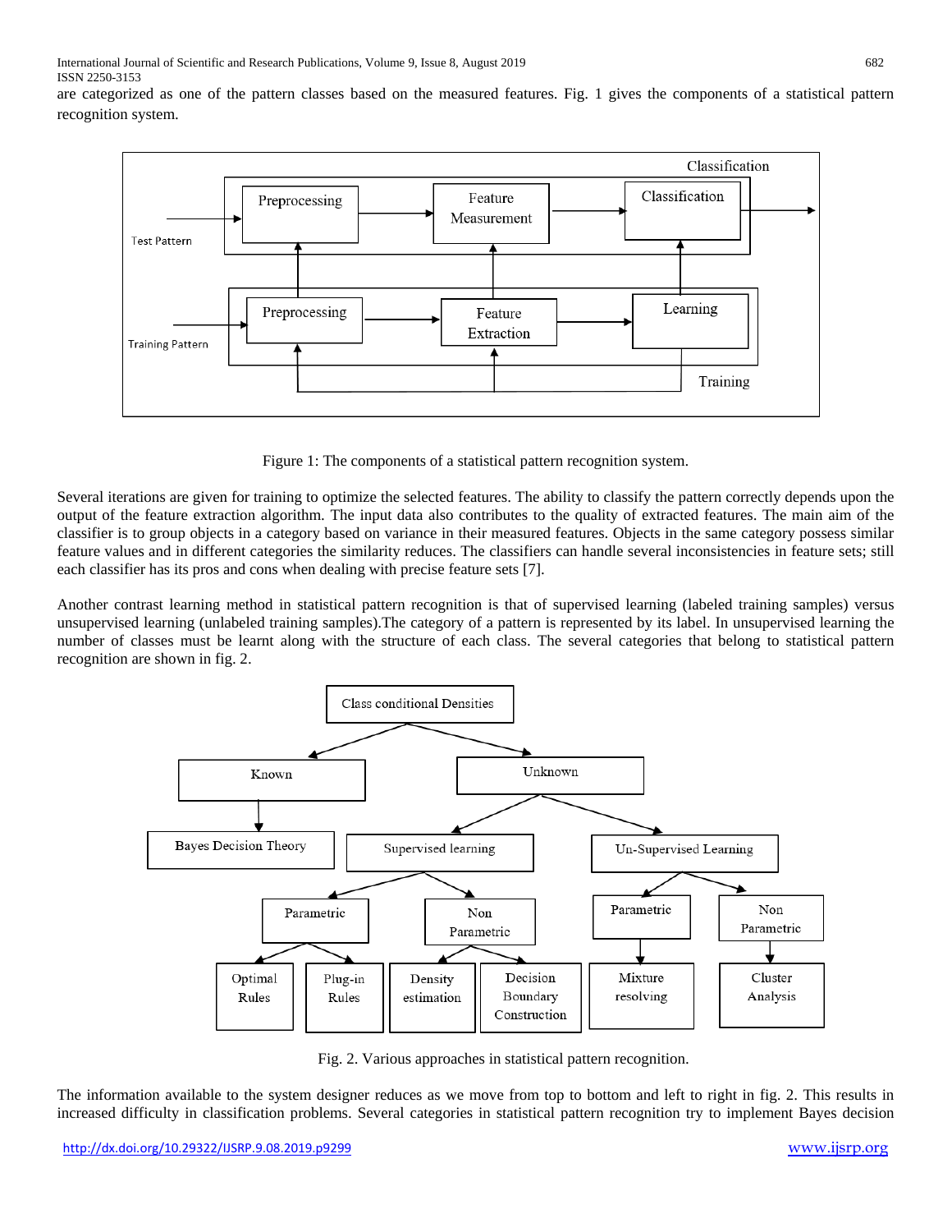are categorized as one of the pattern classes based on the measured features. Fig. 1 gives the components of a statistical pattern recognition system.

Figure 1: The components of a statistical pattern recognition system.

Several iterations are given for training to optimize the selected features. The ability to classify the pattern correctly depends upon the output of the feature extraction algorithm. The input data also contributes to the quality of extracted features. The main aim of the classifier is to group objects in a category based on variance in their measured features. Objects in the same category possess similar feature values and in different categories the similarity reduces. The classifiers can handle several inconsistencies in feature sets; still each classifier has its pros and cons when dealing with precise feature sets [7].

Another contrast learning method in statistical pattern recognition is that of supervised learning (labeled training samples) versus unsupervised learning (unlabeled training samples).The category of a pattern is represented by its label. In unsupervised learning the number of classes must be learnt along with the structure of each class. The several categories that belong to statistical pattern recognition are shown in fig. 2.

Fig. 2. Various approaches in statistical pattern recognition.

The information available to the system designer reduces as we move from top to bottom and left to right in fig. 2. This results in increased difficulty in classification problems. Several categories in statistical pattern recognition try to implement Bayes decision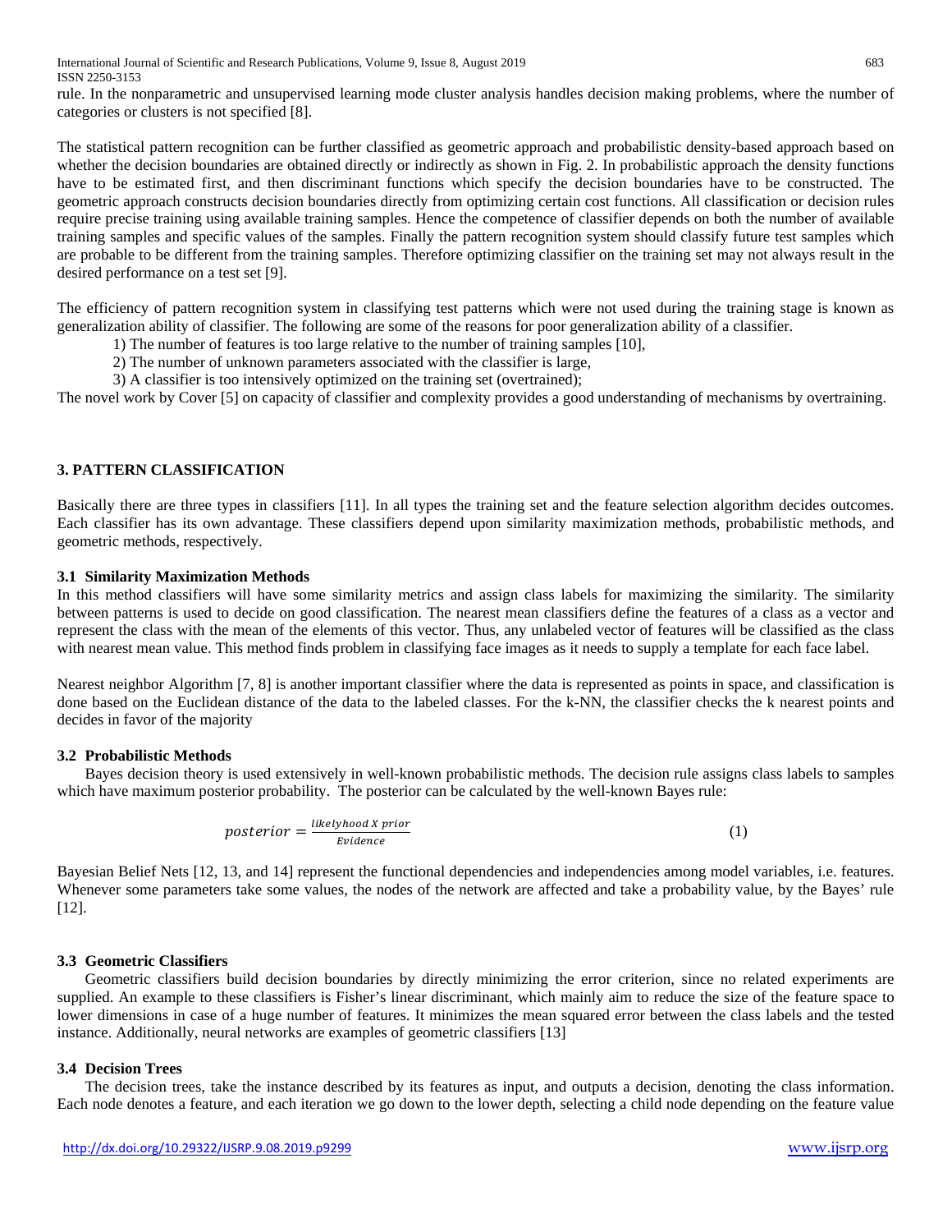rule. In the nonparametric and unsupervised learning mode cluster analysis handles decision making problems, where the number of categories or clusters is not specified [8].

The statistical pattern recognition can be further classified as geometric approach and probabilistic density-based approach based on whether the decision boundaries are obtained directly or indirectly as shown in Fig. 2. In probabilistic approach the density functions have to be estimated first, and then discriminant functions which specify the decision boundaries have to be constructed. The geometric approach constructs decision boundaries directly from optimizing certain cost functions. All classification or decision rules require precise training using available training samples. Hence the competence of classifier depends on both the number of available training samples and specific values of the samples. Finally the pattern recognition system should classify future test samples which are probable to be different from the training samples. Therefore optimizing classifier on the training set may not always result in the desired performance on a test set [9].

The efficiency of pattern recognition system in classifying test patterns which were not used during the training stage is known as generalization ability of classifier. The following are some of the reasons for poor generalization ability of a classifier.

1) The number of features is too large relative to the number of training samples [10],
2) The number of unknown parameters associated with the classifier is large,
3) A classifier is too intensively optimized on the training set (overtrained);

The novel work by Cover [5] on capacity of classifier and complexity provides a good understanding of mechanisms by overtraining.

## 3. PATTERN CLASSIFICATION

Basically there are three types in classifiers [11]. In all types the training set and the feature selection algorithm decides outcomes. Each classifier has its own advantage. These classifiers depend upon similarity maximization methods, probabilistic methods, and geometric methods, respectively.

### 3.1 Similarity Maximization Methods

In this method classifiers will have some similarity metrics and assign class labels for maximizing the similarity. The similarity between patterns is used to decide on good classification. The nearest mean classifiers define the features of a class as a vector and represent the class with the mean of the elements of this vector. Thus, any unlabeled vector of features will be classified as the class with nearest mean value. This method finds problem in classifying face images as it needs to supply a template for each face label.

Nearest neighbor Algorithm [7, 8] is another important classifier where the data is represented as points in space, and classification is done based on the Euclidean distance of the data to the labeled classes. For the k-NN, the classifier checks the k nearest points and decides in favor of the majority

### 3.2 Probabilistic Methods

Bayes decision theory is used extensively in well-known probabilistic methods. The decision rule assigns class labels to samples which have maximum posterior probability. The posterior can be calculated by the well-known Bayes rule:

$$posterior = \frac{likelyhood\ X\ prior}{Evidence} \tag{1}$$

Bayesian Belief Nets [12, 13, and 14] represent the functional dependencies and independencies among model variables, i.e. features. Whenever some parameters take some values, the nodes of the network are affected and take a probability value, by the Bayes' rule [12].

### 3.3 Geometric Classifiers

Geometric classifiers build decision boundaries by directly minimizing the error criterion, since no related experiments are supplied. An example to these classifiers is Fisher's linear discriminant, which mainly aim to reduce the size of the feature space to lower dimensions in case of a huge number of features. It minimizes the mean squared error between the class labels and the tested instance. Additionally, neural networks are examples of geometric classifiers [13]

### 3.4 Decision Trees

The decision trees, take the instance described by its features as input, and outputs a decision, denoting the class information. Each node denotes a feature, and each iteration we go down to the lower depth, selecting a child node depending on the feature value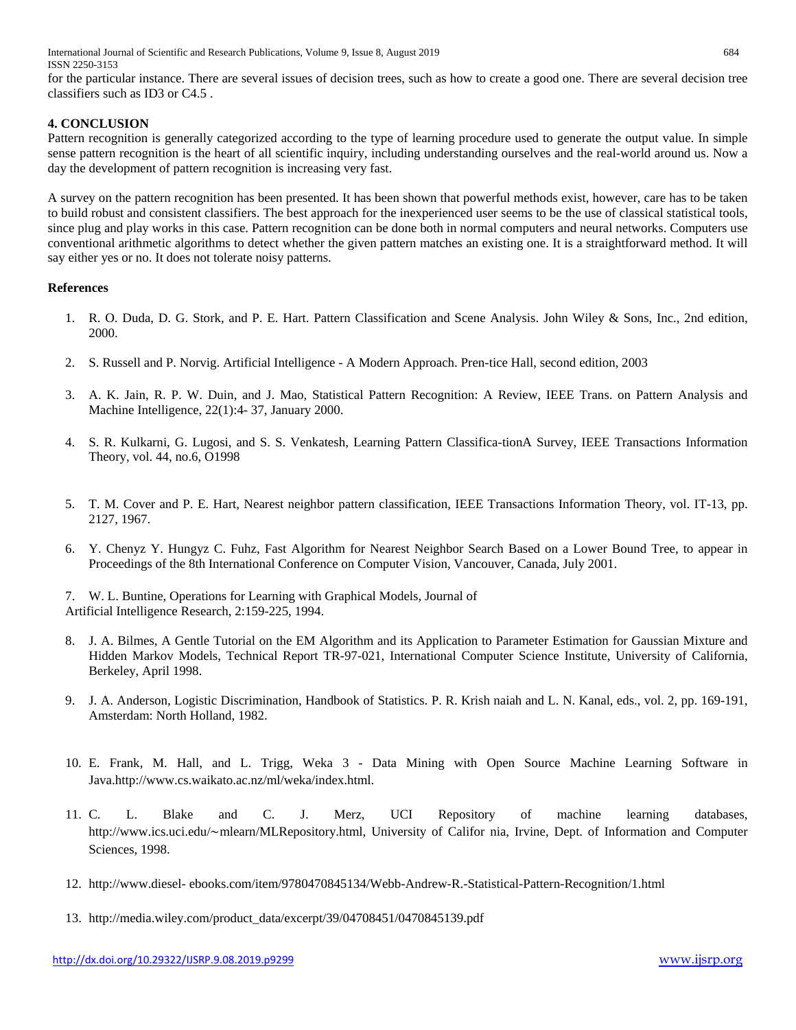for the particular instance. There are several issues of decision trees, such as how to create a good one. There are several decision tree classifiers such as ID3 or C4.5 .

## 4. CONCLUSION

Pattern recognition is generally categorized according to the type of learning procedure used to generate the output value. In simple sense pattern recognition is the heart of all scientific inquiry, including understanding ourselves and the real-world around us. Now a day the development of pattern recognition is increasing very fast.

A survey on the pattern recognition has been presented. It has been shown that powerful methods exist, however, care has to be taken to build robust and consistent classifiers. The best approach for the inexperienced user seems to be the use of classical statistical tools, since plug and play works in this case. Pattern recognition can be done both in normal computers and neural networks. Computers use conventional arithmetic algorithms to detect whether the given pattern matches an existing one. It is a straightforward method. It will say either yes or no. It does not tolerate noisy patterns.

## References

1. R. O. Duda, D. G. Stork, and P. E. Hart. Pattern Classification and Scene Analysis. John Wiley & Sons, Inc., 2nd edition, 2000.
2. S. Russell and P. Norvig. Artificial Intelligence - A Modern Approach. Pren-tice Hall, second edition, 2003
3. A. K. Jain, R. P. W. Duin, and J. Mao, Statistical Pattern Recognition: A Review, IEEE Trans. on Pattern Analysis and Machine Intelligence, 22(1):4- 37, January 2000.
4. S. R. Kulkarni, G. Lugosi, and S. S. Venkatesh, Learning Pattern Classifica-tionA Survey, IEEE Transactions Information Theory, vol. 44, no.6, O1998
5. T. M. Cover and P. E. Hart, Nearest neighbor pattern classification, IEEE Transactions Information Theory, vol. IT-13, pp. 2127, 1967.
6. Y. Chenyz Y. Hungyz C. Fuhz, Fast Algorithm for Nearest Neighbor Search Based on a Lower Bound Tree, to appear in Proceedings of the 8th International Conference on Computer Vision, Vancouver, Canada, July 2001.
7. W. L. Buntine, Operations for Learning with Graphical Models, Journal of Artificial Intelligence Research, 2:159-225, 1994.
8. J. A. Bilmes, A Gentle Tutorial on the EM Algorithm and its Application to Parameter Estimation for Gaussian Mixture and Hidden Markov Models, Technical Report TR-97-021, International Computer Science Institute, University of California, Berkeley, April 1998.
9. J. A. Anderson, Logistic Discrimination, Handbook of Statistics. P. R. Krish naiah and L. N. Kanal, eds., vol. 2, pp. 169-191, Amsterdam: North Holland, 1982.
10. E. Frank, M. Hall, and L. Trigg, Weka 3 - Data Mining with Open Source Machine Learning Software in Java.http://www.cs.waikato.ac.nz/ml/weka/index.html.
11. C. L. Blake and C. J. Merz, UCI Repository of machine learning databases, http://www.ics.uci.edu/∼mlearn/MLRepository.html, University of Califor nia, Irvine, Dept. of Information and Computer Sciences, 1998.
12. http://www.diesel- ebooks.com/item/9780470845134/Webb-Andrew-R.-Statistical-Pattern-Recognition/1.html
13. http://media.wiley.com/product_data/excerpt/39/04708451/0470845139.pdf